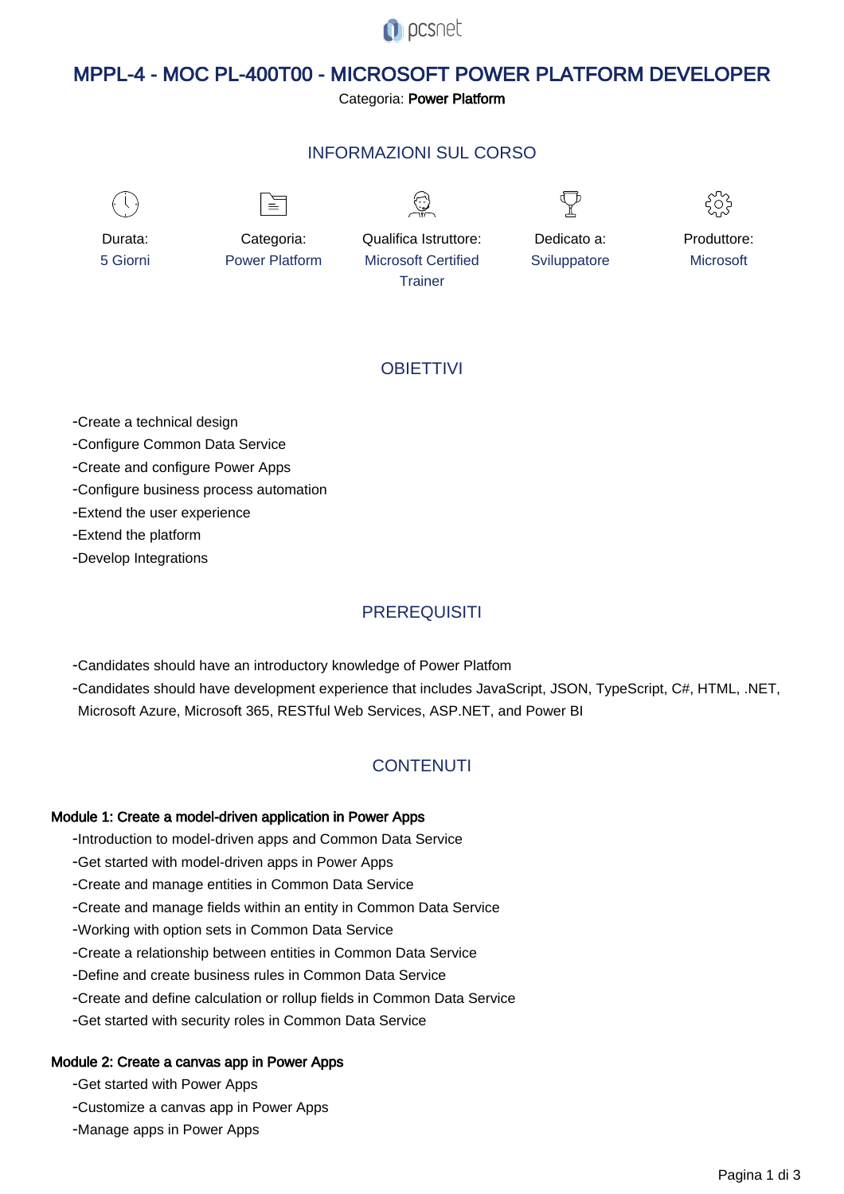# MPPL-4 - MOC PL-400T00 - MICROSOFT POWER PLATFORM DEVELOPER

Categoria: **Power Platform**

## INFORMAZIONI SUL CORSO

| Durata: | Categoria: | Qualifica Istruttore: | Dedicato a: | Produttore: |
|---|---|---|---|---|
| 5 Giorni | Power Platform | Microsoft Certified Trainer | Sviluppatore | Microsoft |

## OBIETTIVI

- Create a technical design
- Configure Common Data Service
- Create and configure Power Apps
- Configure business process automation
- Extend the user experience
- Extend the platform
- Develop Integrations

## PREREQUISITI

- Candidates should have an introductory knowledge of Power Platfom
- Candidates should have development experience that includes JavaScript, JSON, TypeScript, C#, HTML, .NET, Microsoft Azure, Microsoft 365, RESTful Web Services, ASP.NET, and Power BI

## CONTENUTI

**Module 1: Create a model-driven application in Power Apps**

- Introduction to model-driven apps and Common Data Service
- Get started with model-driven apps in Power Apps
- Create and manage entities in Common Data Service
- Create and manage fields within an entity in Common Data Service
- Working with option sets in Common Data Service
- Create a relationship between entities in Common Data Service
- Define and create business rules in Common Data Service
- Create and define calculation or rollup fields in Common Data Service
- Get started with security roles in Common Data Service

**Module 2: Create a canvas app in Power Apps**

- Get started with Power Apps
- Customize a canvas app in Power Apps
- Manage apps in Power Apps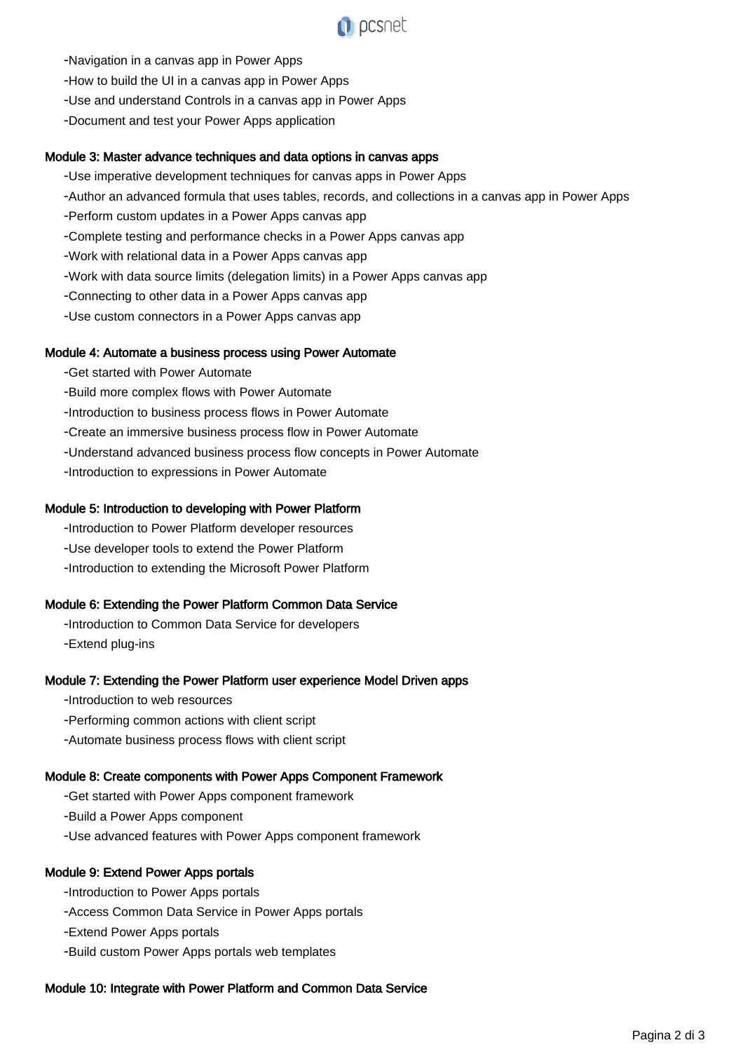- Navigation in a canvas app in Power Apps
- How to build the UI in a canvas app in Power Apps
- Use and understand Controls in a canvas app in Power Apps
- Document and test your Power Apps application

**Module 3: Master advance techniques and data options in canvas apps**

- Use imperative development techniques for canvas apps in Power Apps
- Author an advanced formula that uses tables, records, and collections in a canvas app in Power Apps
- Perform custom updates in a Power Apps canvas app
- Complete testing and performance checks in a Power Apps canvas app
- Work with relational data in a Power Apps canvas app
- Work with data source limits (delegation limits) in a Power Apps canvas app
- Connecting to other data in a Power Apps canvas app
- Use custom connectors in a Power Apps canvas app

**Module 4: Automate a business process using Power Automate**

- Get started with Power Automate
- Build more complex flows with Power Automate
- Introduction to business process flows in Power Automate
- Create an immersive business process flow in Power Automate
- Understand advanced business process flow concepts in Power Automate
- Introduction to expressions in Power Automate

**Module 5: Introduction to developing with Power Platform**

- Introduction to Power Platform developer resources
- Use developer tools to extend the Power Platform
- Introduction to extending the Microsoft Power Platform

**Module 6: Extending the Power Platform Common Data Service**

- Introduction to Common Data Service for developers
- Extend plug-ins

**Module 7: Extending the Power Platform user experience Model Driven apps**

- Introduction to web resources
- Performing common actions with client script
- Automate business process flows with client script

**Module 8: Create components with Power Apps Component Framework**

- Get started with Power Apps component framework
- Build a Power Apps component
- Use advanced features with Power Apps component framework

**Module 9: Extend Power Apps portals**

- Introduction to Power Apps portals
- Access Common Data Service in Power Apps portals
- Extend Power Apps portals
- Build custom Power Apps portals web templates

**Module 10: Integrate with Power Platform and Common Data Service**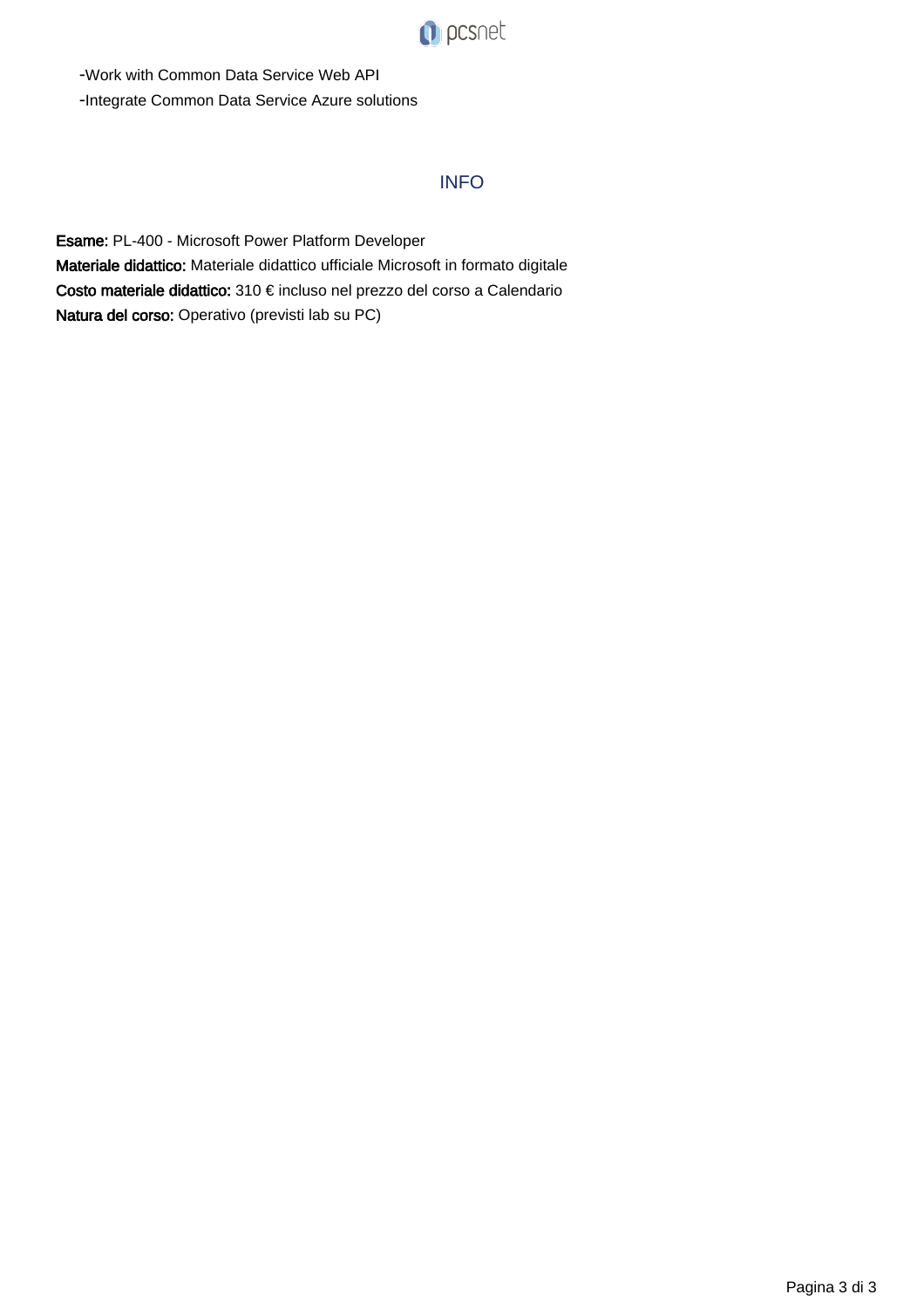- Work with Common Data Service Web API
- Integrate Common Data Service Azure solutions

## INFO

**Esame:** PL-400 - Microsoft Power Platform Developer  
**Materiale didattico:** Materiale didattico ufficiale Microsoft in formato digitale  
**Costo materiale didattico:** 310 € incluso nel prezzo del corso a Calendario  
**Natura del corso:** Operativo (previsti lab su PC)